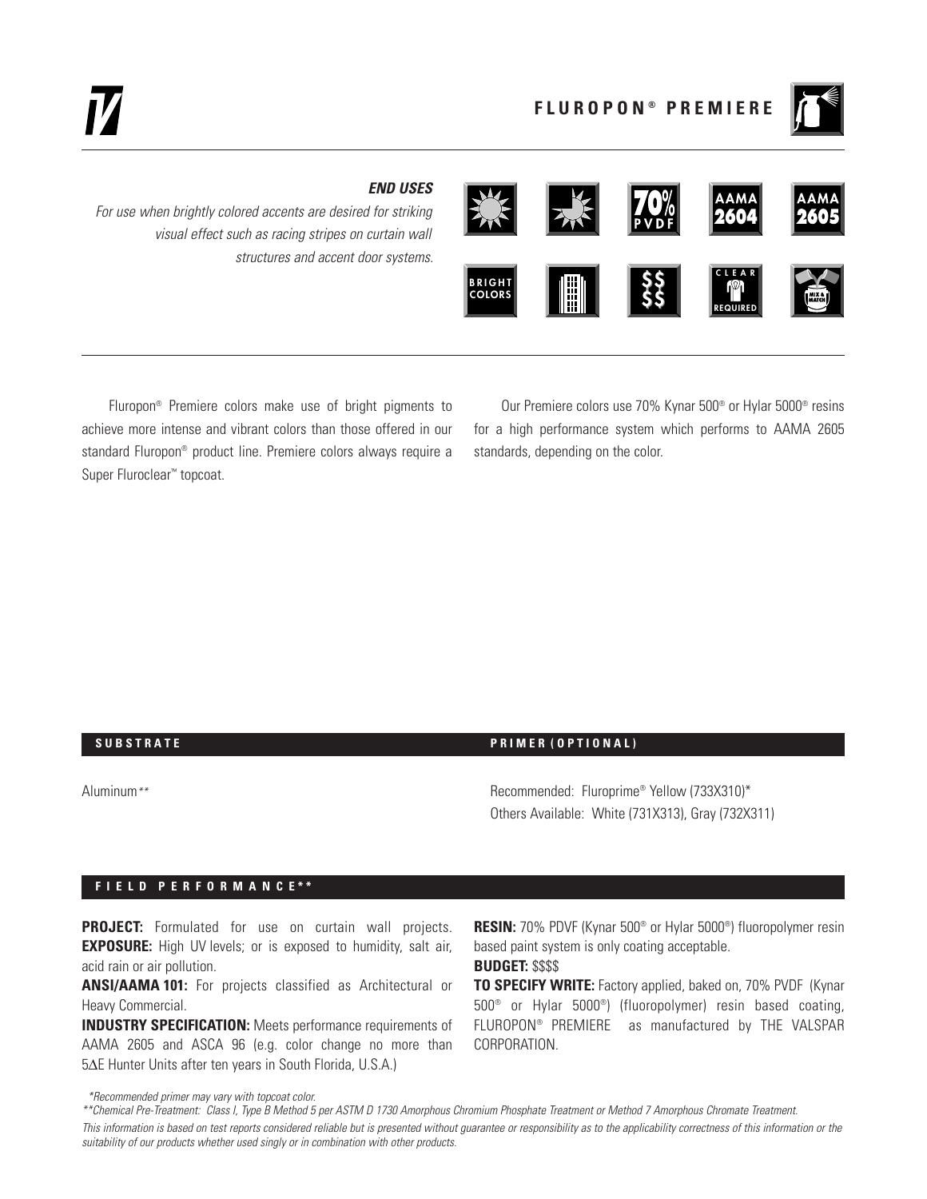# FLUROPON® PREMIERE

***END USES***

*For use when brightly colored accents are desired for striking visual effect such as racing stripes on curtain wall structures and accent door systems.*

70% PVDF | AAMA 2604 | AAMA 2605 | BRIGHT COLORS | $$$$ | CLEAR REQUIRED | MIX & MATCH

Fluropon® Premiere colors make use of bright pigments to achieve more intense and vibrant colors than those offered in our standard Fluropon® product line. Premiere colors always require a Super Fluroclear™ topcoat.

Our Premiere colors use 70% Kynar 500® or Hylar 5000® resins for a high performance system which performs to AAMA 2605 standards, depending on the color.

## SUBSTRATE

Aluminum**

## PRIMER (OPTIONAL)

Recommended: Fluroprime® Yellow (733X310)*
Others Available: White (731X313), Gray (732X311)

## FIELD PERFORMANCE**

**PROJECT:** Formulated for use on curtain wall projects.
**EXPOSURE:** High UV levels; or is exposed to humidity, salt air, acid rain or air pollution.

**ANSI/AAMA 101:** For projects classified as Architectural or Heavy Commercial.

**INDUSTRY SPECIFICATION:** Meets performance requirements of AAMA 2605 and ASCA 96 (e.g. color change no more than 5ΔE Hunter Units after ten years in South Florida, U.S.A.)

**RESIN:** 70% PDVF (Kynar 500® or Hylar 5000®) fluoropolymer resin based paint system is only coating acceptable.

**BUDGET:** $$$$

**TO SPECIFY WRITE:** Factory applied, baked on, 70% PVDF (Kynar 500® or Hylar 5000®) (fluoropolymer) resin based coating, FLUROPON® PREMIERE as manufactured by THE VALSPAR CORPORATION.

*\*Recommended primer may vary with topcoat color.*

*\*\*Chemical Pre-Treatment: Class I, Type B Method 5 per ASTM D 1730 Amorphous Chromium Phosphate Treatment or Method 7 Amorphous Chromate Treatment.*

*This information is based on test reports considered reliable but is presented without guarantee or responsibility as to the applicability correctness of this information or the suitability of our products whether used singly or in combination with other products.*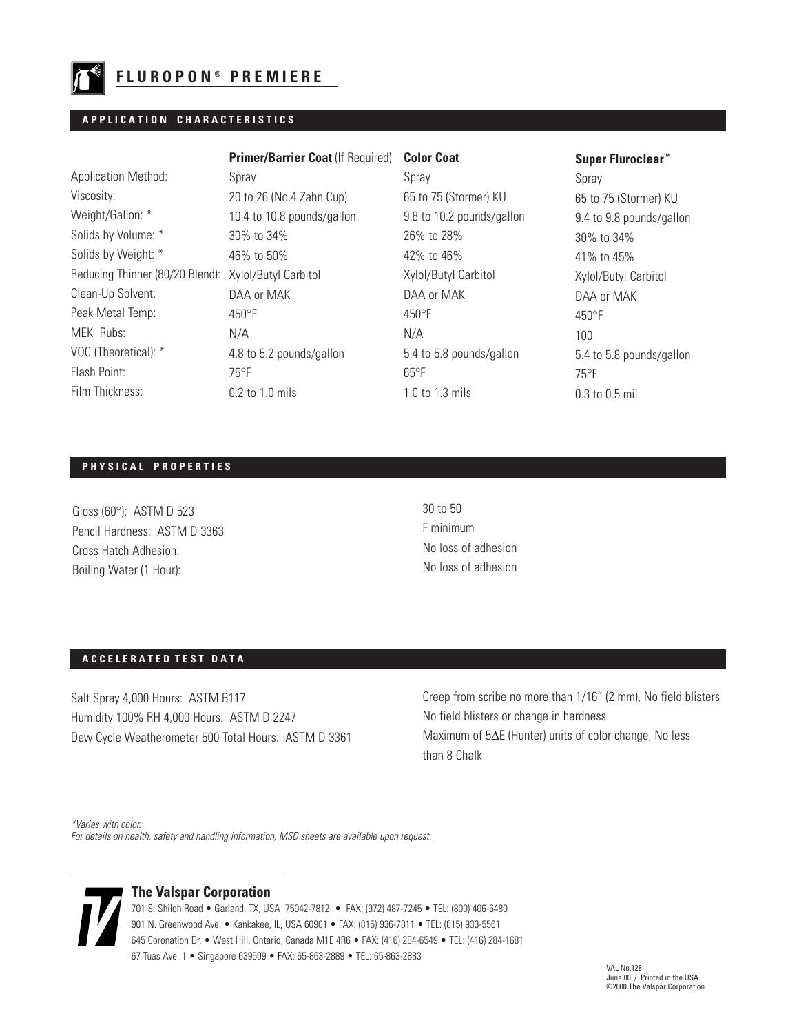# FLUROPON® PREMIERE

## APPLICATION CHARACTERISTICS

| | Primer/Barrier Coat (If Required) | Color Coat | Super Fluroclear™ |
|---|---|---|---|
| Application Method: | Spray | Spray | Spray |
| Viscosity: | 20 to 26 (No.4 Zahn Cup) | 65 to 75 (Stormer) KU | 65 to 75 (Stormer) KU |
| Weight/Gallon: * | 10.4 to 10.8 pounds/gallon | 9.8 to 10.2 pounds/gallon | 9.4 to 9.8 pounds/gallon |
| Solids by Volume: * | 30% to 34% | 26% to 28% | 30% to 34% |
| Solids by Weight: * | 46% to 50% | 42% to 46% | 41% to 45% |
| Reducing Thinner (80/20 Blend): | Xylol/Butyl Carbitol | Xylol/Butyl Carbitol | Xylol/Butyl Carbitol |
| Clean-Up Solvent: | DAA or MAK | DAA or MAK | DAA or MAK |
| Peak Metal Temp: | 450°F | 450°F | 450°F |
| MEK Rubs: | N/A | N/A | 100 |
| VOC (Theoretical): * | 4.8 to 5.2 pounds/gallon | 5.4 to 5.8 pounds/gallon | 5.4 to 5.8 pounds/gallon |
| Flash Point: | 75°F | 65°F | 75°F |
| Film Thickness: | 0.2 to 1.0 mils | 1.0 to 1.3 mils | 0.3 to 0.5 mil |

## PHYSICAL PROPERTIES

| | |
|---|---|
| Gloss (60°): ASTM D 523 | 30 to 50 |
| Pencil Hardness: ASTM D 3363 | F minimum |
| Cross Hatch Adhesion: | No loss of adhesion |
| Boiling Water (1 Hour): | No loss of adhesion |

## ACCELERATED TEST DATA

| | |
|---|---|
| Salt Spray 4,000 Hours: ASTM B117 | Creep from scribe no more than 1/16" (2 mm), No field blisters |
| Humidity 100% RH 4,000 Hours: ASTM D 2247 | No field blisters or change in hardness |
| Dew Cycle Weatherometer 500 Total Hours: ASTM D 3361 | Maximum of 5ΔE (Hunter) units of color change, No less than 8 Chalk |

*\*Varies with color.*
*For details on health, safety and handling information, MSD sheets are available upon request.*

**The Valspar Corporation**
701 S. Shiloh Road • Garland, TX, USA 75042-7812 • FAX: (972) 487-7245 • TEL: (800) 406-6480
901 N. Greenwood Ave. • Kankakee, IL, USA 60901 • FAX: (815) 936-7811 • TEL: (815) 933-5561
645 Coronation Dr. • West Hill, Ontario, Canada M1E 4R6 • FAX: (416) 284-6549 • TEL: (416) 284-1681
67 Tuas Ave. 1 • Singapore 639509 • FAX: 65-863-2889 • TEL: 65-863-2883

VAL No.128
June 00 / Printed in the USA
©2000 The Valspar Corporation